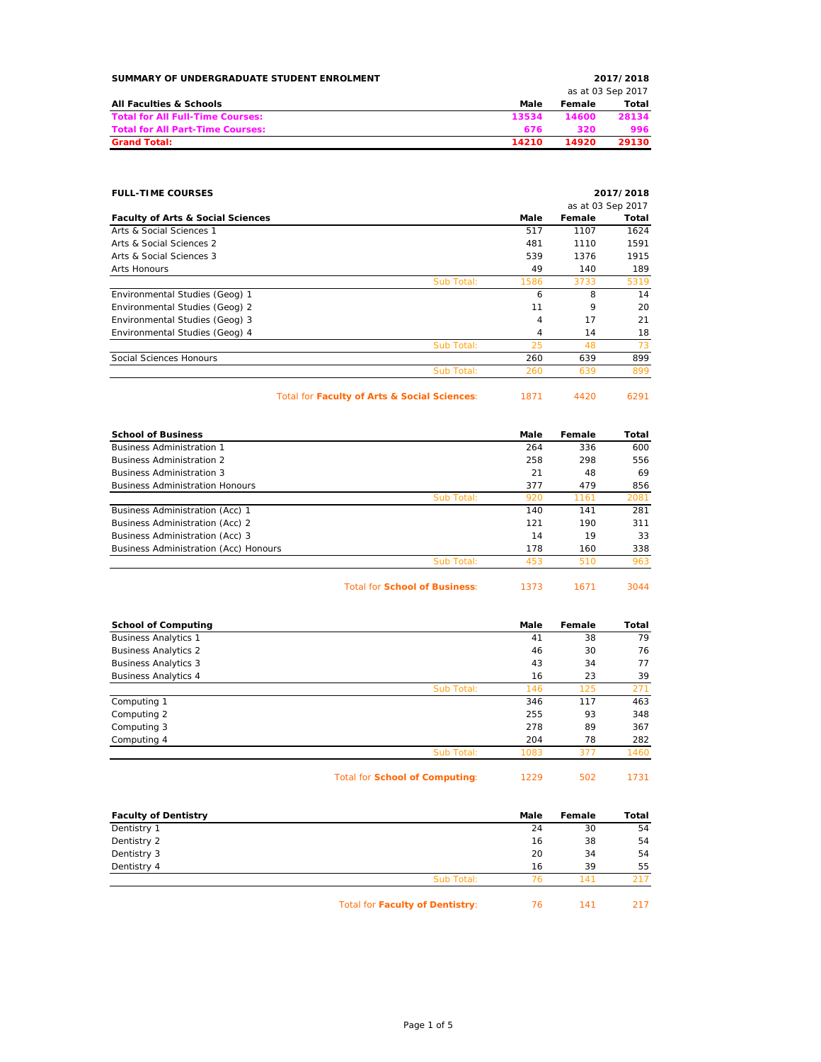## SUMMARY OF UNDERGRADUATE STUDENT ENROLMENT

**2017/2018**
as at 03 Sep 2017

| All Faculties & Schools | Male | Female | Total |
|---|---|---|---|
| **Total for All Full-Time Courses:** | **13534** | **14600** | **28134** |
| **Total for All Part-Time Courses:** | **676** | **320** | **996** |
| **Grand Total:** | **14210** | **14920** | **29130** |

## FULL-TIME COURSES

**2017/2018**
as at 03 Sep 2017

| Faculty of Arts & Social Sciences | | Male | Female | Total |
|---|---|---|---|---|
| Arts & Social Sciences 1 | | 517 | 1107 | 1624 |
| Arts & Social Sciences 2 | | 481 | 1110 | 1591 |
| Arts & Social Sciences 3 | | 539 | 1376 | 1915 |
| Arts Honours | | 49 | 140 | 189 |
| | Sub Total: | 1586 | 3733 | 5319 |
| Environmental Studies (Geog) 1 | | 6 | 8 | 14 |
| Environmental Studies (Geog) 2 | | 11 | 9 | 20 |
| Environmental Studies (Geog) 3 | | 4 | 17 | 21 |
| Environmental Studies (Geog) 4 | | 4 | 14 | 18 |
| | Sub Total: | 25 | 48 | 73 |
| Social Sciences Honours | | 260 | 639 | 899 |
| | Sub Total: | 260 | 639 | 899 |
| | Total for **Faculty of Arts & Social Sciences**: | 1871 | 4420 | 6291 |

| School of Business | | Male | Female | Total |
|---|---|---|---|---|
| Business Administration 1 | | 264 | 336 | 600 |
| Business Administration 2 | | 258 | 298 | 556 |
| Business Administration 3 | | 21 | 48 | 69 |
| Business Administration Honours | | 377 | 479 | 856 |
| | Sub Total: | 920 | 1161 | 2081 |
| Business Administration (Acc) 1 | | 140 | 141 | 281 |
| Business Administration (Acc) 2 | | 121 | 190 | 311 |
| Business Administration (Acc) 3 | | 14 | 19 | 33 |
| Business Administration (Acc) Honours | | 178 | 160 | 338 |
| | Sub Total: | 453 | 510 | 963 |
| | Total for **School of Business**: | 1373 | 1671 | 3044 |

| School of Computing | | Male | Female | Total |
|---|---|---|---|---|
| Business Analytics 1 | | 41 | 38 | 79 |
| Business Analytics 2 | | 46 | 30 | 76 |
| Business Analytics 3 | | 43 | 34 | 77 |
| Business Analytics 4 | | 16 | 23 | 39 |
| | Sub Total: | 146 | 125 | 271 |
| Computing 1 | | 346 | 117 | 463 |
| Computing 2 | | 255 | 93 | 348 |
| Computing 3 | | 278 | 89 | 367 |
| Computing 4 | | 204 | 78 | 282 |
| | Sub Total: | 1083 | 377 | 1460 |
| | Total for **School of Computing**: | 1229 | 502 | 1731 |

| Faculty of Dentistry | | Male | Female | Total |
|---|---|---|---|---|
| Dentistry 1 | | 24 | 30 | 54 |
| Dentistry 2 | | 16 | 38 | 54 |
| Dentistry 3 | | 20 | 34 | 54 |
| Dentistry 4 | | 16 | 39 | 55 |
| | Sub Total: | 76 | 141 | 217 |
| | Total for **Faculty of Dentistry**: | 76 | 141 | 217 |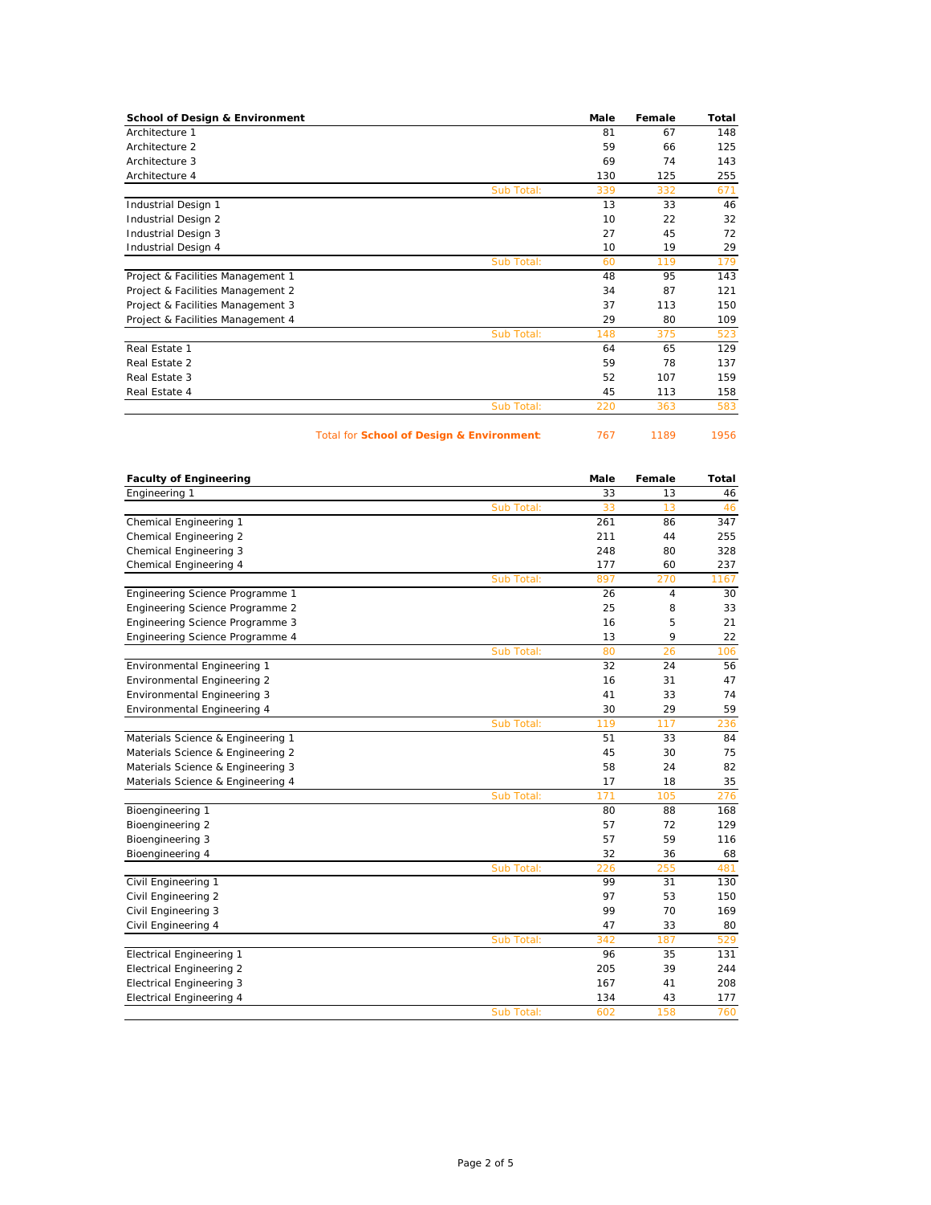| School of Design & Environment | | Male | Female | Total |
|---|---|---|---|---|
| Architecture 1 | | 81 | 67 | 148 |
| Architecture 2 | | 59 | 66 | 125 |
| Architecture 3 | | 69 | 74 | 143 |
| Architecture 4 | | 130 | 125 | 255 |
| | Sub Total: | 339 | 332 | 671 |
| Industrial Design 1 | | 13 | 33 | 46 |
| Industrial Design 2 | | 10 | 22 | 32 |
| Industrial Design 3 | | 27 | 45 | 72 |
| Industrial Design 4 | | 10 | 19 | 29 |
| | Sub Total: | 60 | 119 | 179 |
| Project & Facilities Management 1 | | 48 | 95 | 143 |
| Project & Facilities Management 2 | | 34 | 87 | 121 |
| Project & Facilities Management 3 | | 37 | 113 | 150 |
| Project & Facilities Management 4 | | 29 | 80 | 109 |
| | Sub Total: | 148 | 375 | 523 |
| Real Estate 1 | | 64 | 65 | 129 |
| Real Estate 2 | | 59 | 78 | 137 |
| Real Estate 3 | | 52 | 107 | 159 |
| Real Estate 4 | | 45 | 113 | 158 |
| | Sub Total: | 220 | 363 | 583 |
| | Total for **School of Design & Environment**: | 767 | 1189 | 1956 |

| Faculty of Engineering | | Male | Female | Total |
|---|---|---|---|---|
| Engineering 1 | | 33 | 13 | 46 |
| | Sub Total: | 33 | 13 | 46 |
| Chemical Engineering 1 | | 261 | 86 | 347 |
| Chemical Engineering 2 | | 211 | 44 | 255 |
| Chemical Engineering 3 | | 248 | 80 | 328 |
| Chemical Engineering 4 | | 177 | 60 | 237 |
| | Sub Total: | 897 | 270 | 1167 |
| Engineering Science Programme 1 | | 26 | 4 | 30 |
| Engineering Science Programme 2 | | 25 | 8 | 33 |
| Engineering Science Programme 3 | | 16 | 5 | 21 |
| Engineering Science Programme 4 | | 13 | 9 | 22 |
| | Sub Total: | 80 | 26 | 106 |
| Environmental Engineering 1 | | 32 | 24 | 56 |
| Environmental Engineering 2 | | 16 | 31 | 47 |
| Environmental Engineering 3 | | 41 | 33 | 74 |
| Environmental Engineering 4 | | 30 | 29 | 59 |
| | Sub Total: | 119 | 117 | 236 |
| Materials Science & Engineering 1 | | 51 | 33 | 84 |
| Materials Science & Engineering 2 | | 45 | 30 | 75 |
| Materials Science & Engineering 3 | | 58 | 24 | 82 |
| Materials Science & Engineering 4 | | 17 | 18 | 35 |
| | Sub Total: | 171 | 105 | 276 |
| Bioengineering 1 | | 80 | 88 | 168 |
| Bioengineering 2 | | 57 | 72 | 129 |
| Bioengineering 3 | | 57 | 59 | 116 |
| Bioengineering 4 | | 32 | 36 | 68 |
| | Sub Total: | 226 | 255 | 481 |
| Civil Engineering 1 | | 99 | 31 | 130 |
| Civil Engineering 2 | | 97 | 53 | 150 |
| Civil Engineering 3 | | 99 | 70 | 169 |
| Civil Engineering 4 | | 47 | 33 | 80 |
| | Sub Total: | 342 | 187 | 529 |
| Electrical Engineering 1 | | 96 | 35 | 131 |
| Electrical Engineering 2 | | 205 | 39 | 244 |
| Electrical Engineering 3 | | 167 | 41 | 208 |
| Electrical Engineering 4 | | 134 | 43 | 177 |
| | Sub Total: | 602 | 158 | 760 |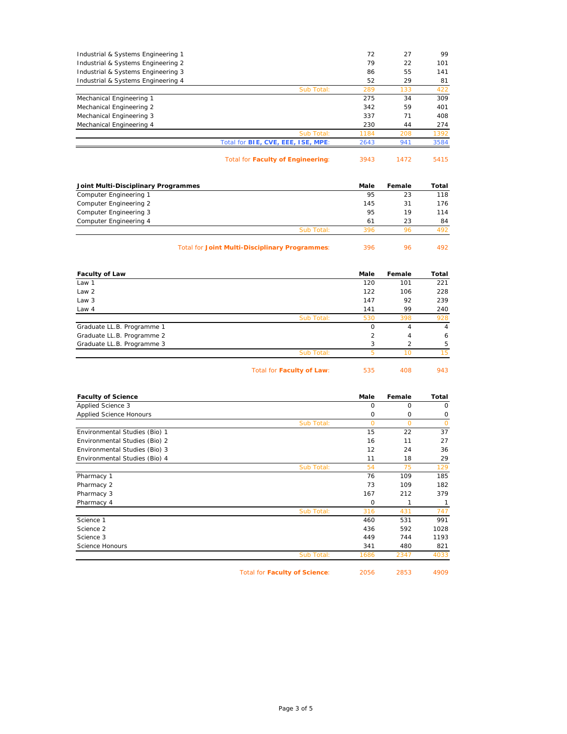| | Male | Female | Total |
|---|---|---|---|
| Industrial & Systems Engineering 1 | 72 | 27 | 99 |
| Industrial & Systems Engineering 2 | 79 | 22 | 101 |
| Industrial & Systems Engineering 3 | 86 | 55 | 141 |
| Industrial & Systems Engineering 4 | 52 | 29 | 81 |
| Sub Total: | 289 | 133 | 422 |
| Mechanical Engineering 1 | 275 | 34 | 309 |
| Mechanical Engineering 2 | 342 | 59 | 401 |
| Mechanical Engineering 3 | 337 | 71 | 408 |
| Mechanical Engineering 4 | 230 | 44 | 274 |
| Sub Total: | 1184 | 208 | 1392 |
| Total for **BIE, CVE, EEE, ISE, MPE**: | 2643 | 941 | 3584 |
| Total for **Faculty of Engineering**: | 3943 | 1472 | 5415 |

| Joint Multi-Disciplinary Programmes | Male | Female | Total |
|---|---|---|---|
| Computer Engineering 1 | 95 | 23 | 118 |
| Computer Engineering 2 | 145 | 31 | 176 |
| Computer Engineering 3 | 95 | 19 | 114 |
| Computer Engineering 4 | 61 | 23 | 84 |
| Sub Total: | 396 | 96 | 492 |
| Total for **Joint Multi-Disciplinary Programmes**: | 396 | 96 | 492 |

| Faculty of Law | Male | Female | Total |
|---|---|---|---|
| Law 1 | 120 | 101 | 221 |
| Law 2 | 122 | 106 | 228 |
| Law 3 | 147 | 92 | 239 |
| Law 4 | 141 | 99 | 240 |
| Sub Total: | 530 | 398 | 928 |
| Graduate LL.B. Programme 1 | 0 | 4 | 4 |
| Graduate LL.B. Programme 2 | 2 | 4 | 6 |
| Graduate LL.B. Programme 3 | 3 | 2 | 5 |
| Sub Total: | 5 | 10 | 15 |
| Total for **Faculty of Law**: | 535 | 408 | 943 |

| Faculty of Science | Male | Female | Total |
|---|---|---|---|
| Applied Science 3 | 0 | 0 | 0 |
| Applied Science Honours | 0 | 0 | 0 |
| Sub Total: | 0 | 0 | 0 |
| Environmental Studies (Bio) 1 | 15 | 22 | 37 |
| Environmental Studies (Bio) 2 | 16 | 11 | 27 |
| Environmental Studies (Bio) 3 | 12 | 24 | 36 |
| Environmental Studies (Bio) 4 | 11 | 18 | 29 |
| Sub Total: | 54 | 75 | 129 |
| Pharmacy 1 | 76 | 109 | 185 |
| Pharmacy 2 | 73 | 109 | 182 |
| Pharmacy 3 | 167 | 212 | 379 |
| Pharmacy 4 | 0 | 1 | 1 |
| Sub Total: | 316 | 431 | 747 |
| Science 1 | 460 | 531 | 991 |
| Science 2 | 436 | 592 | 1028 |
| Science 3 | 449 | 744 | 1193 |
| Science Honours | 341 | 480 | 821 |
| Sub Total: | 1686 | 2347 | 4033 |
| Total for **Faculty of Science**: | 2056 | 2853 | 4909 |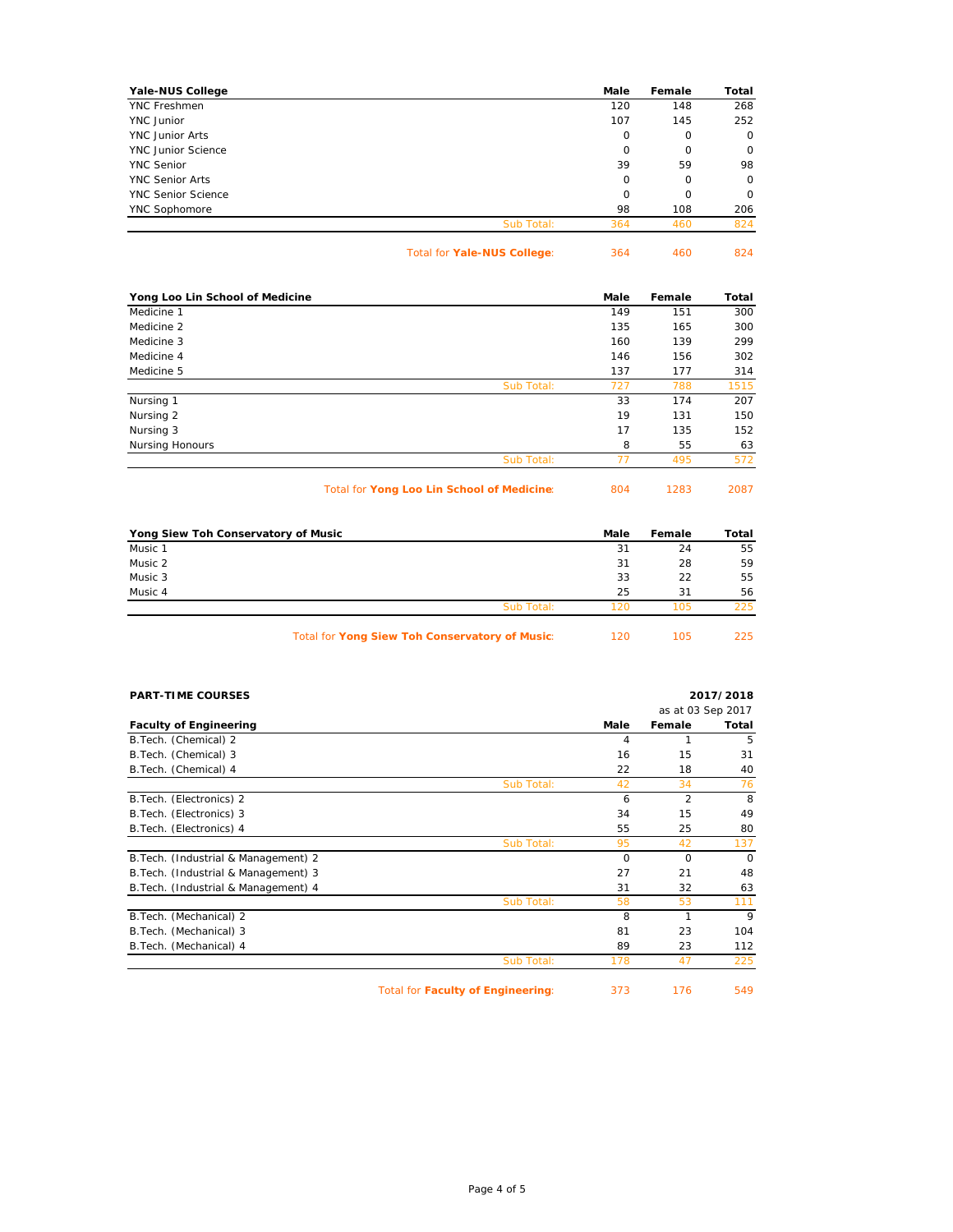| Yale-NUS College | Male | Female | Total |
|---|---|---|---|
| YNC Freshmen | 120 | 148 | 268 |
| YNC Junior | 107 | 145 | 252 |
| YNC Junior Arts | 0 | 0 | 0 |
| YNC Junior Science | 0 | 0 | 0 |
| YNC Senior | 39 | 59 | 98 |
| YNC Senior Arts | 0 | 0 | 0 |
| YNC Senior Science | 0 | 0 | 0 |
| YNC Sophomore | 98 | 108 | 206 |
| Sub Total: | 364 | 460 | 824 |
| Total for **Yale-NUS College**: | 364 | 460 | 824 |

| Yong Loo Lin School of Medicine | Male | Female | Total |
|---|---|---|---|
| Medicine 1 | 149 | 151 | 300 |
| Medicine 2 | 135 | 165 | 300 |
| Medicine 3 | 160 | 139 | 299 |
| Medicine 4 | 146 | 156 | 302 |
| Medicine 5 | 137 | 177 | 314 |
| Sub Total: | 727 | 788 | 1515 |
| Nursing 1 | 33 | 174 | 207 |
| Nursing 2 | 19 | 131 | 150 |
| Nursing 3 | 17 | 135 | 152 |
| Nursing Honours | 8 | 55 | 63 |
| Sub Total: | 77 | 495 | 572 |
| Total for **Yong Loo Lin School of Medicine**: | 804 | 1283 | 2087 |

| Yong Siew Toh Conservatory of Music | Male | Female | Total |
|---|---|---|---|
| Music 1 | 31 | 24 | 55 |
| Music 2 | 31 | 28 | 59 |
| Music 3 | 33 | 22 | 55 |
| Music 4 | 25 | 31 | 56 |
| Sub Total: | 120 | 105 | 225 |
| Total for **Yong Siew Toh Conservatory of Music**: | 120 | 105 | 225 |

**PART-TIME COURSES**

**2017/2018**

as at 03 Sep 2017

| Faculty of Engineering | Male | Female | Total |
|---|---|---|---|
| B.Tech. (Chemical) 2 | 4 | 1 | 5 |
| B.Tech. (Chemical) 3 | 16 | 15 | 31 |
| B.Tech. (Chemical) 4 | 22 | 18 | 40 |
| Sub Total: | 42 | 34 | 76 |
| B.Tech. (Electronics) 2 | 6 | 2 | 8 |
| B.Tech. (Electronics) 3 | 34 | 15 | 49 |
| B.Tech. (Electronics) 4 | 55 | 25 | 80 |
| Sub Total: | 95 | 42 | 137 |
| B.Tech. (Industrial & Management) 2 | 0 | 0 | 0 |
| B.Tech. (Industrial & Management) 3 | 27 | 21 | 48 |
| B.Tech. (Industrial & Management) 4 | 31 | 32 | 63 |
| Sub Total: | 58 | 53 | 111 |
| B.Tech. (Mechanical) 2 | 8 | 1 | 9 |
| B.Tech. (Mechanical) 3 | 81 | 23 | 104 |
| B.Tech. (Mechanical) 4 | 89 | 23 | 112 |
| Sub Total: | 178 | 47 | 225 |
| Total for **Faculty of Engineering**: | 373 | 176 | 549 |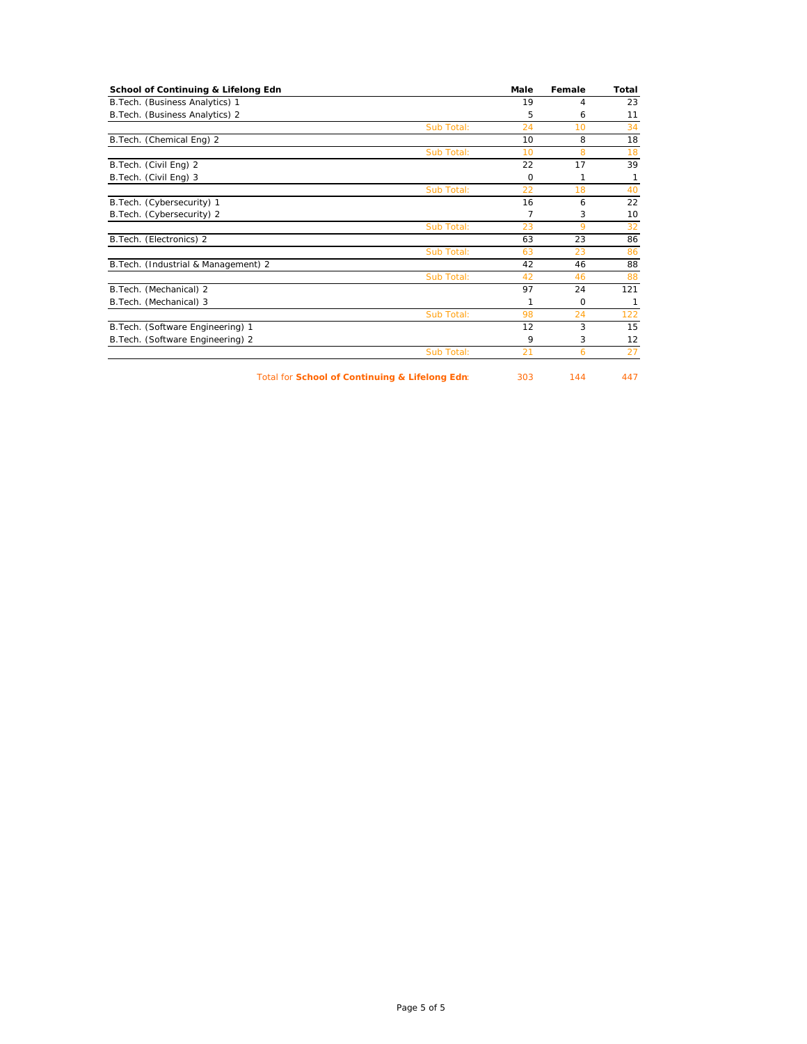| School of Continuing & Lifelong Edn | | Male | Female | Total |
|---|---|---|---|---|
| B.Tech. (Business Analytics) 1 | | 19 | 4 | 23 |
| B.Tech. (Business Analytics) 2 | | 5 | 6 | 11 |
| | Sub Total: | 24 | 10 | 34 |
| B.Tech. (Chemical Eng) 2 | | 10 | 8 | 18 |
| | Sub Total: | 10 | 8 | 18 |
| B.Tech. (Civil Eng) 2 | | 22 | 17 | 39 |
| B.Tech. (Civil Eng) 3 | | 0 | 1 | 1 |
| | Sub Total: | 22 | 18 | 40 |
| B.Tech. (Cybersecurity) 1 | | 16 | 6 | 22 |
| B.Tech. (Cybersecurity) 2 | | 7 | 3 | 10 |
| | Sub Total: | 23 | 9 | 32 |
| B.Tech. (Electronics) 2 | | 63 | 23 | 86 |
| | Sub Total: | 63 | 23 | 86 |
| B.Tech. (Industrial & Management) 2 | | 42 | 46 | 88 |
| | Sub Total: | 42 | 46 | 88 |
| B.Tech. (Mechanical) 2 | | 97 | 24 | 121 |
| B.Tech. (Mechanical) 3 | | 1 | 0 | 1 |
| | Sub Total: | 98 | 24 | 122 |
| B.Tech. (Software Engineering) 1 | | 12 | 3 | 15 |
| B.Tech. (Software Engineering) 2 | | 9 | 3 | 12 |
| | Sub Total: | 21 | 6 | 27 |
| | Total for **School of Continuing & Lifelong Edn**: | 303 | 144 | 447 |